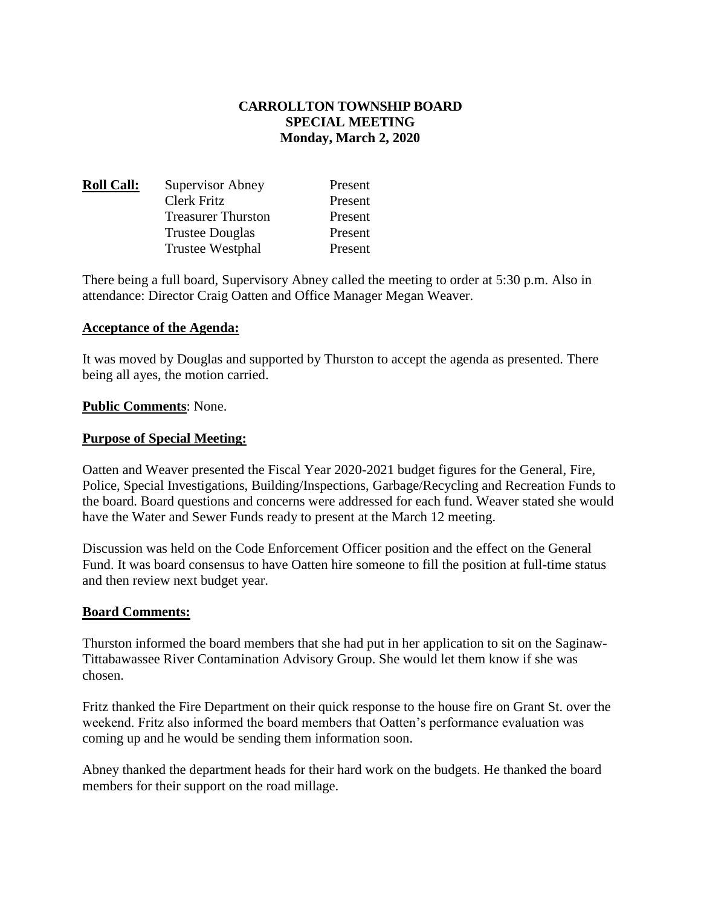**CARROLLTON TOWNSHIP BOARD**
**SPECIAL MEETING**
**Monday, March 2, 2020**

| **Roll Call:** | Supervisor Abney | Present |
|---|---|---|
| | Clerk Fritz | Present |
| | Treasurer Thurston | Present |
| | Trustee Douglas | Present |
| | Trustee Westphal | Present |

There being a full board, Supervisory Abney called the meeting to order at 5:30 p.m. Also in attendance: Director Craig Oatten and Office Manager Megan Weaver.

**Acceptance of the Agenda:**

It was moved by Douglas and supported by Thurston to accept the agenda as presented. There being all ayes, the motion carried.

**Public Comments**: None.

**Purpose of Special Meeting:**

Oatten and Weaver presented the Fiscal Year 2020-2021 budget figures for the General, Fire, Police, Special Investigations, Building/Inspections, Garbage/Recycling and Recreation Funds to the board. Board questions and concerns were addressed for each fund. Weaver stated she would have the Water and Sewer Funds ready to present at the March 12 meeting.

Discussion was held on the Code Enforcement Officer position and the effect on the General Fund. It was board consensus to have Oatten hire someone to fill the position at full-time status and then review next budget year.

**Board Comments:**

Thurston informed the board members that she had put in her application to sit on the Saginaw-Tittabawassee River Contamination Advisory Group. She would let them know if she was chosen.

Fritz thanked the Fire Department on their quick response to the house fire on Grant St. over the weekend. Fritz also informed the board members that Oatten's performance evaluation was coming up and he would be sending them information soon.

Abney thanked the department heads for their hard work on the budgets. He thanked the board members for their support on the road millage.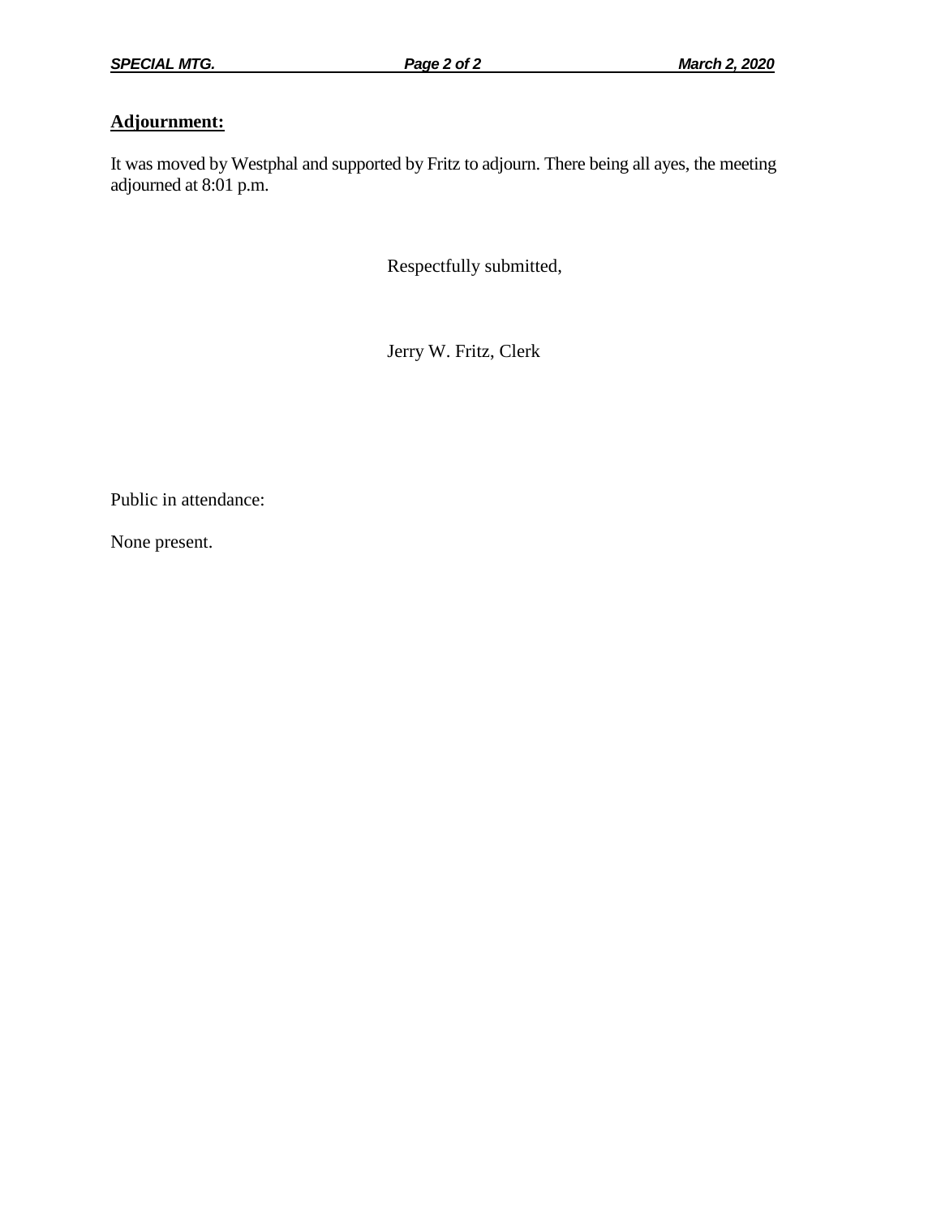**Adjournment:**

It was moved by Westphal and supported by Fritz to adjourn. There being all ayes, the meeting adjourned at 8:01 p.m.

Respectfully submitted,

Jerry W. Fritz, Clerk

Public in attendance:

None present.